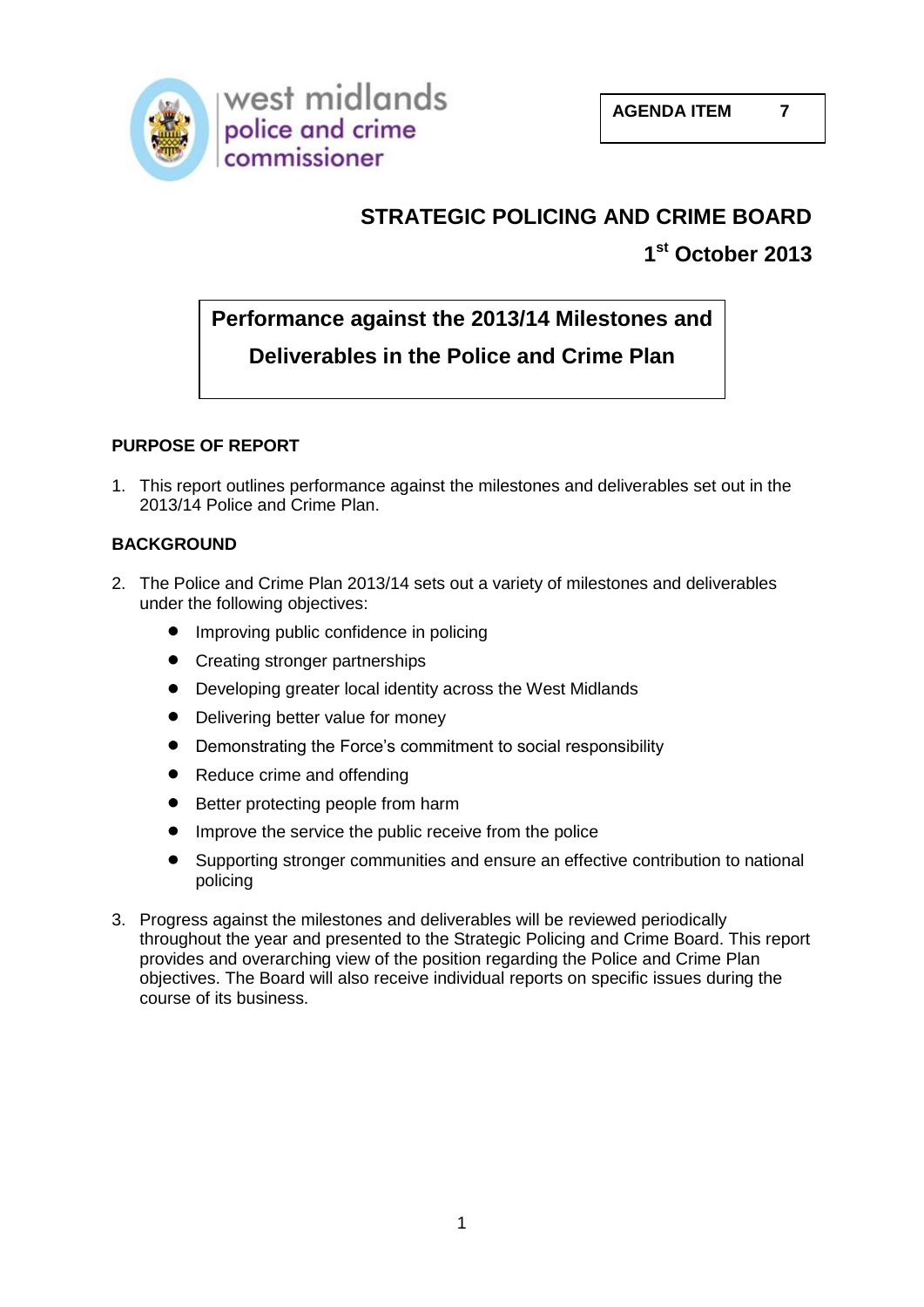west midlands police and crime commissioner

**AGENDA ITEM 7**

# STRATEGIC POLICING AND CRIME BOARD

## 1st October 2013

## Performance against the 2013/14 Milestones and Deliverables in the Police and Crime Plan

### PURPOSE OF REPORT

1. This report outlines performance against the milestones and deliverables set out in the 2013/14 Police and Crime Plan.

### BACKGROUND

2. The Police and Crime Plan 2013/14 sets out a variety of milestones and deliverables under the following objectives:
   - Improving public confidence in policing
   - Creating stronger partnerships
   - Developing greater local identity across the West Midlands
   - Delivering better value for money
   - Demonstrating the Force's commitment to social responsibility
   - Reduce crime and offending
   - Better protecting people from harm
   - Improve the service the public receive from the police
   - Supporting stronger communities and ensure an effective contribution to national policing

3. Progress against the milestones and deliverables will be reviewed periodically throughout the year and presented to the Strategic Policing and Crime Board. This report provides and overarching view of the position regarding the Police and Crime Plan objectives. The Board will also receive individual reports on specific issues during the course of its business.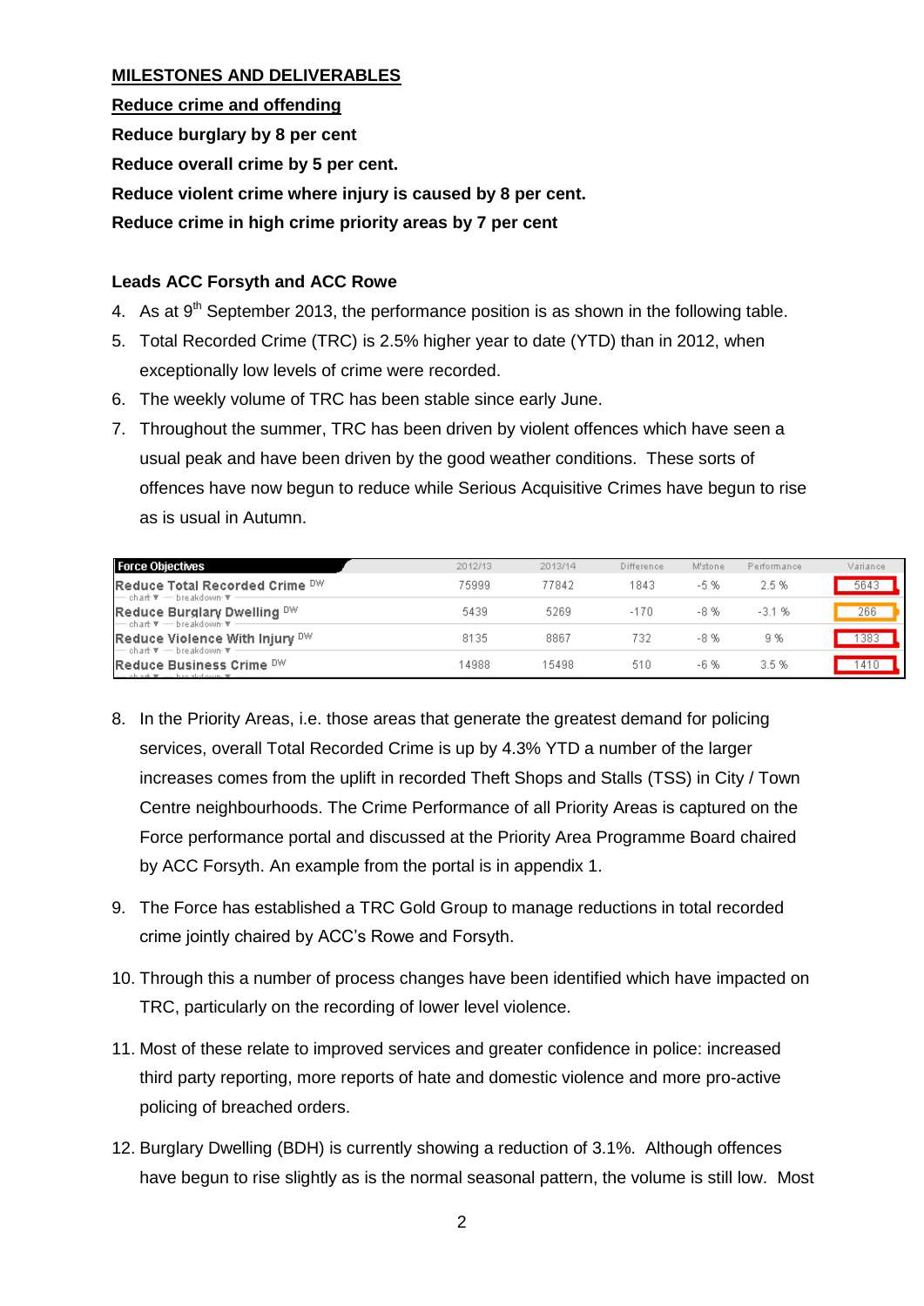**MILESTONES AND DELIVERABLES**

**Reduce crime and offending**

**Reduce burglary by 8 per cent**

**Reduce overall crime by 5 per cent.**

**Reduce violent crime where injury is caused by 8 per cent.**

**Reduce crime in high crime priority areas by 7 per cent**

**Leads ACC Forsyth and ACC Rowe**

4. As at 9th September 2013, the performance position is as shown in the following table.
5. Total Recorded Crime (TRC) is 2.5% higher year to date (YTD) than in 2012, when exceptionally low levels of crime were recorded.
6. The weekly volume of TRC has been stable since early June.
7. Throughout the summer, TRC has been driven by violent offences which have seen a usual peak and have been driven by the good weather conditions. These sorts of offences have now begun to reduce while Serious Acquisitive Crimes have begun to rise as is usual in Autumn.

| Force Objectives | 2012/13 | 2013/14 | Difference | M'stone | Performance | Variance |
|---|---|---|---|---|---|---|
| Reduce Total Recorded Crime DW | 75999 | 77842 | 1843 | -5 % | 2.5 % | 5643 |
| Reduce Burglary Dwelling DW | 5439 | 5269 | -170 | -8 % | -3.1 % | 266 |
| Reduce Violence With Injury DW | 8135 | 8867 | 732 | -8 % | 9 % | 1383 |
| Reduce Business Crime DW | 14988 | 15498 | 510 | -6 % | 3.5 % | 1410 |

8. In the Priority Areas, i.e. those areas that generate the greatest demand for policing services, overall Total Recorded Crime is up by 4.3% YTD a number of the larger increases comes from the uplift in recorded Theft Shops and Stalls (TSS) in City / Town Centre neighbourhoods. The Crime Performance of all Priority Areas is captured on the Force performance portal and discussed at the Priority Area Programme Board chaired by ACC Forsyth. An example from the portal is in appendix 1.

9. The Force has established a TRC Gold Group to manage reductions in total recorded crime jointly chaired by ACC's Rowe and Forsyth.

10. Through this a number of process changes have been identified which have impacted on TRC, particularly on the recording of lower level violence.

11. Most of these relate to improved services and greater confidence in police: increased third party reporting, more reports of hate and domestic violence and more pro-active policing of breached orders.

12. Burglary Dwelling (BDH) is currently showing a reduction of 3.1%. Although offences have begun to rise slightly as is the normal seasonal pattern, the volume is still low. Most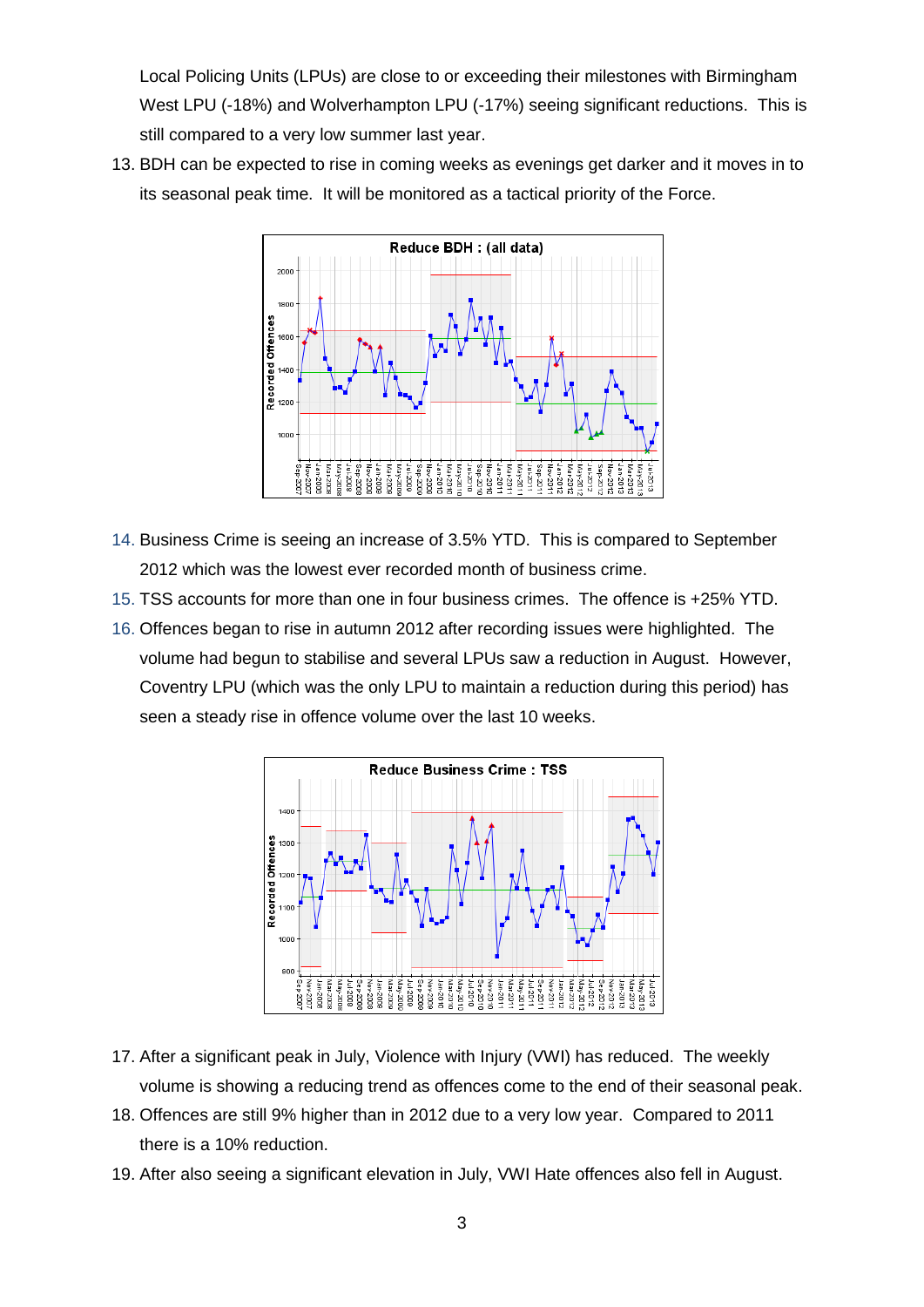Local Policing Units (LPUs) are close to or exceeding their milestones with Birmingham West LPU (-18%) and Wolverhampton LPU (-17%) seeing significant reductions. This is still compared to a very low summer last year.

13. BDH can be expected to rise in coming weeks as evenings get darker and it moves in to its seasonal peak time. It will be monitored as a tactical priority of the Force.

14. Business Crime is seeing an increase of 3.5% YTD. This is compared to September 2012 which was the lowest ever recorded month of business crime.
15. TSS accounts for more than one in four business crimes. The offence is +25% YTD.
16. Offences began to rise in autumn 2012 after recording issues were highlighted. The volume had begun to stabilise and several LPUs saw a reduction in August. However, Coventry LPU (which was the only LPU to maintain a reduction during this period) has seen a steady rise in offence volume over the last 10 weeks.

17. After a significant peak in July, Violence with Injury (VWI) has reduced. The weekly volume is showing a reducing trend as offences come to the end of their seasonal peak.
18. Offences are still 9% higher than in 2012 due to a very low year. Compared to 2011 there is a 10% reduction.
19. After also seeing a significant elevation in July, VWI Hate offences also fell in August.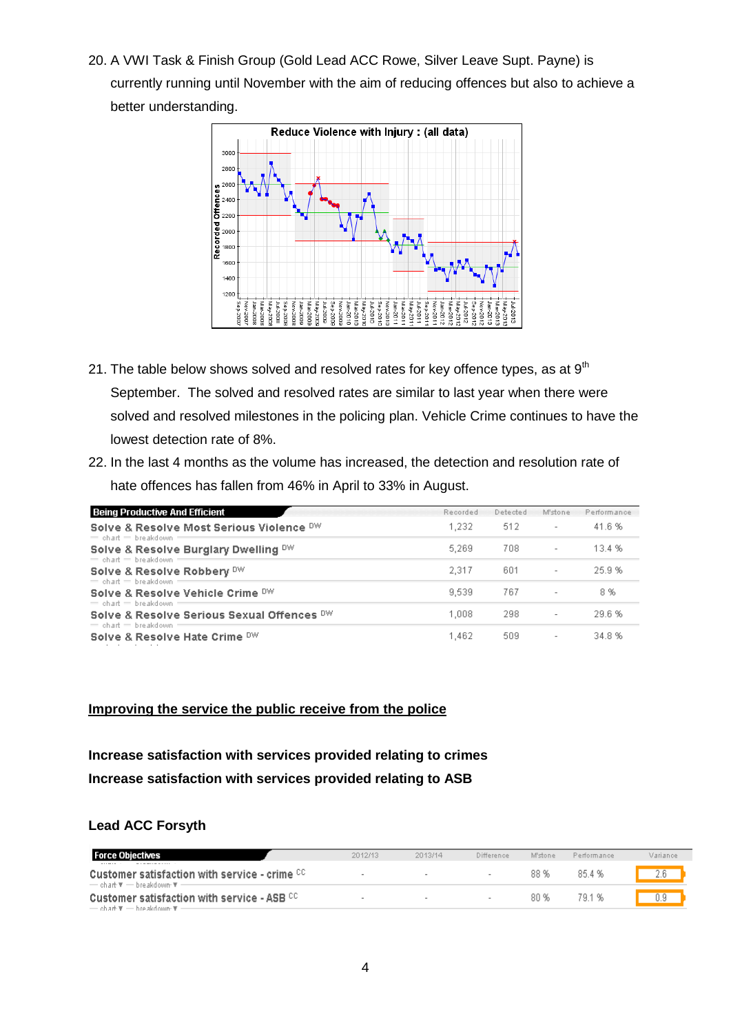20. A VWI Task & Finish Group (Gold Lead ACC Rowe, Silver Leave Supt. Payne) is currently running until November with the aim of reducing offences but also to achieve a better understanding.

21. The table below shows solved and resolved rates for key offence types, as at 9th September. The solved and resolved rates are similar to last year when there were solved and resolved milestones in the policing plan. Vehicle Crime continues to have the lowest detection rate of 8%.

22. In the last 4 months as the volume has increased, the detection and resolution rate of hate offences has fallen from 46% in April to 33% in August.

| Being Productive And Efficient | Recorded | Detected | M'stone | Performance |
|---|---|---|---|---|
| Solve & Resolve Most Serious Violence DW | 1,232 | 512 | - | 41.6 % |
| Solve & Resolve Burglary Dwelling DW | 5,269 | 708 | - | 13.4 % |
| Solve & Resolve Robbery DW | 2,317 | 601 | - | 25.9 % |
| Solve & Resolve Vehicle Crime DW | 9,539 | 767 | - | 8 % |
| Solve & Resolve Serious Sexual Offences DW | 1,008 | 298 | - | 29.6 % |
| Solve & Resolve Hate Crime DW | 1,462 | 509 | - | 34.8 % |

## Improving the service the public receive from the police

**Increase satisfaction with services provided relating to crimes**
**Increase satisfaction with services provided relating to ASB**

**Lead ACC Forsyth**

| Force Objectives | 2012/13 | 2013/14 | Difference | M'stone | Performance | Variance |
|---|---|---|---|---|---|---|
| Customer satisfaction with service - crime CC | - | - | - | 88 % | 85.4 % | 2.6 |
| Customer satisfaction with service - ASB CC | - | - | - | 80 % | 79.1 % | 0.9 |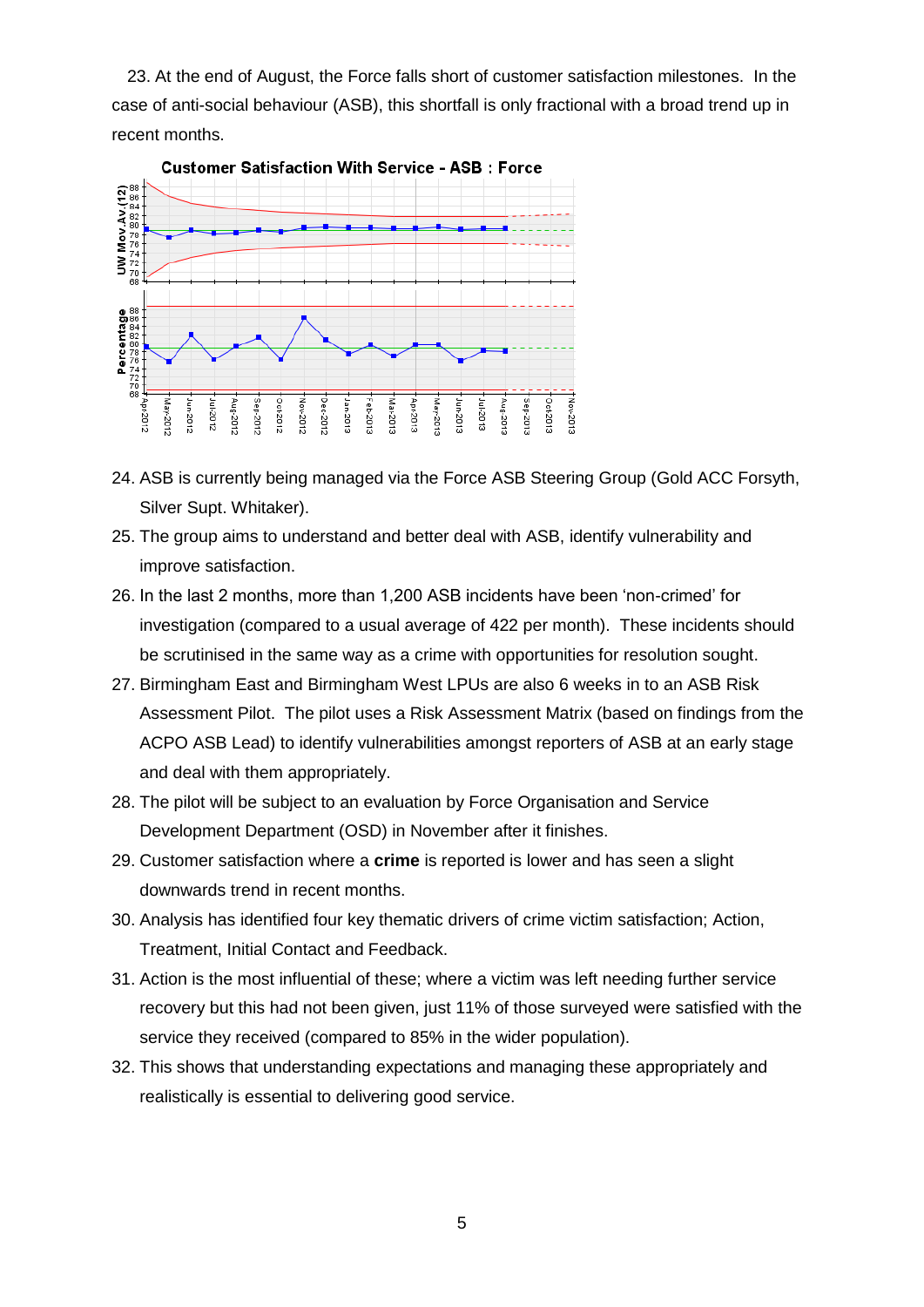23. At the end of August, the Force falls short of customer satisfaction milestones. In the case of anti-social behaviour (ASB), this shortfall is only fractional with a broad trend up in recent months.

**Customer Satisfaction With Service - ASB : Force**

24. ASB is currently being managed via the Force ASB Steering Group (Gold ACC Forsyth, Silver Supt. Whitaker).
25. The group aims to understand and better deal with ASB, identify vulnerability and improve satisfaction.
26. In the last 2 months, more than 1,200 ASB incidents have been 'non-crimed' for investigation (compared to a usual average of 422 per month). These incidents should be scrutinised in the same way as a crime with opportunities for resolution sought.
27. Birmingham East and Birmingham West LPUs are also 6 weeks in to an ASB Risk Assessment Pilot. The pilot uses a Risk Assessment Matrix (based on findings from the ACPO ASB Lead) to identify vulnerabilities amongst reporters of ASB at an early stage and deal with them appropriately.
28. The pilot will be subject to an evaluation by Force Organisation and Service Development Department (OSD) in November after it finishes.
29. Customer satisfaction where a **crime** is reported is lower and has seen a slight downwards trend in recent months.
30. Analysis has identified four key thematic drivers of crime victim satisfaction; Action, Treatment, Initial Contact and Feedback.
31. Action is the most influential of these; where a victim was left needing further service recovery but this had not been given, just 11% of those surveyed were satisfied with the service they received (compared to 85% in the wider population).
32. This shows that understanding expectations and managing these appropriately and realistically is essential to delivering good service.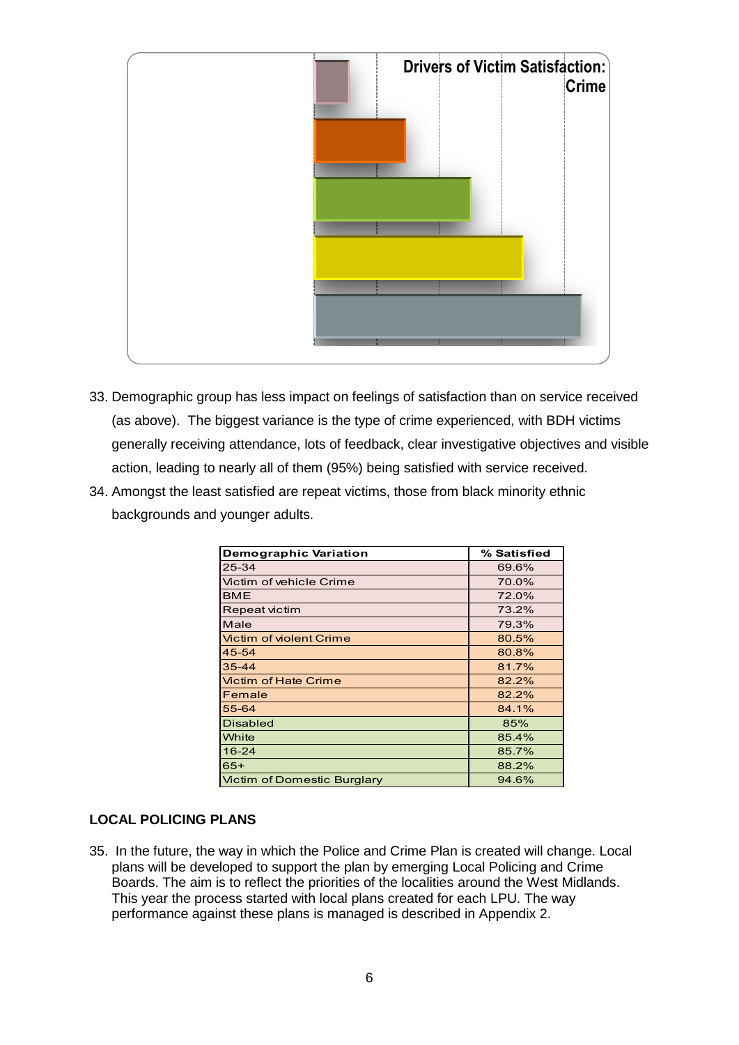**Drivers of Victim Satisfaction: Crime**

33. Demographic group has less impact on feelings of satisfaction than on service received (as above). The biggest variance is the type of crime experienced, with BDH victims generally receiving attendance, lots of feedback, clear investigative objectives and visible action, leading to nearly all of them (95%) being satisfied with service received.
34. Amongst the least satisfied are repeat victims, those from black minority ethnic backgrounds and younger adults.

| Demographic Variation | % Satisfied |
|---|---|
| 25-34 | 69.6% |
| Victim of vehicle Crime | 70.0% |
| BME | 72.0% |
| Repeat victim | 73.2% |
| Male | 79.3% |
| Victim of violent Crime | 80.5% |
| 45-54 | 80.8% |
| 35-44 | 81.7% |
| Victim of Hate Crime | 82.2% |
| Female | 82.2% |
| 55-64 | 84.1% |
| Disabled | 85% |
| White | 85.4% |
| 16-24 | 85.7% |
| 65+ | 88.2% |
| Victim of Domestic Burglary | 94.6% |

## LOCAL POLICING PLANS

35. In the future, the way in which the Police and Crime Plan is created will change. Local plans will be developed to support the plan by emerging Local Policing and Crime Boards. The aim is to reflect the priorities of the localities around the West Midlands. This year the process started with local plans created for each LPU. The way performance against these plans is managed is described in Appendix 2.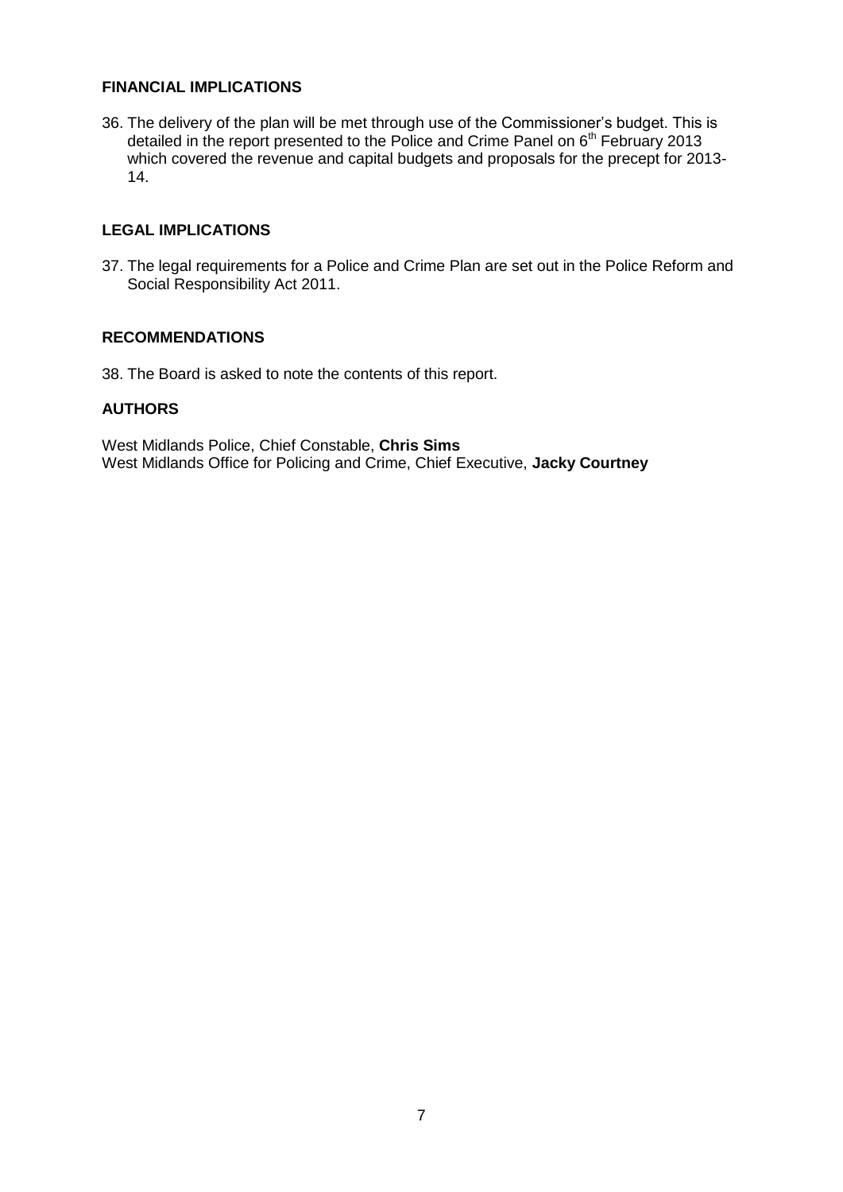**FINANCIAL IMPLICATIONS**

36. The delivery of the plan will be met through use of the Commissioner's budget. This is detailed in the report presented to the Police and Crime Panel on 6th February 2013 which covered the revenue and capital budgets and proposals for the precept for 2013-14.

**LEGAL IMPLICATIONS**

37. The legal requirements for a Police and Crime Plan are set out in the Police Reform and Social Responsibility Act 2011.

**RECOMMENDATIONS**

38. The Board is asked to note the contents of this report.

**AUTHORS**

West Midlands Police, Chief Constable, **Chris Sims**
West Midlands Office for Policing and Crime, Chief Executive, **Jacky Courtney**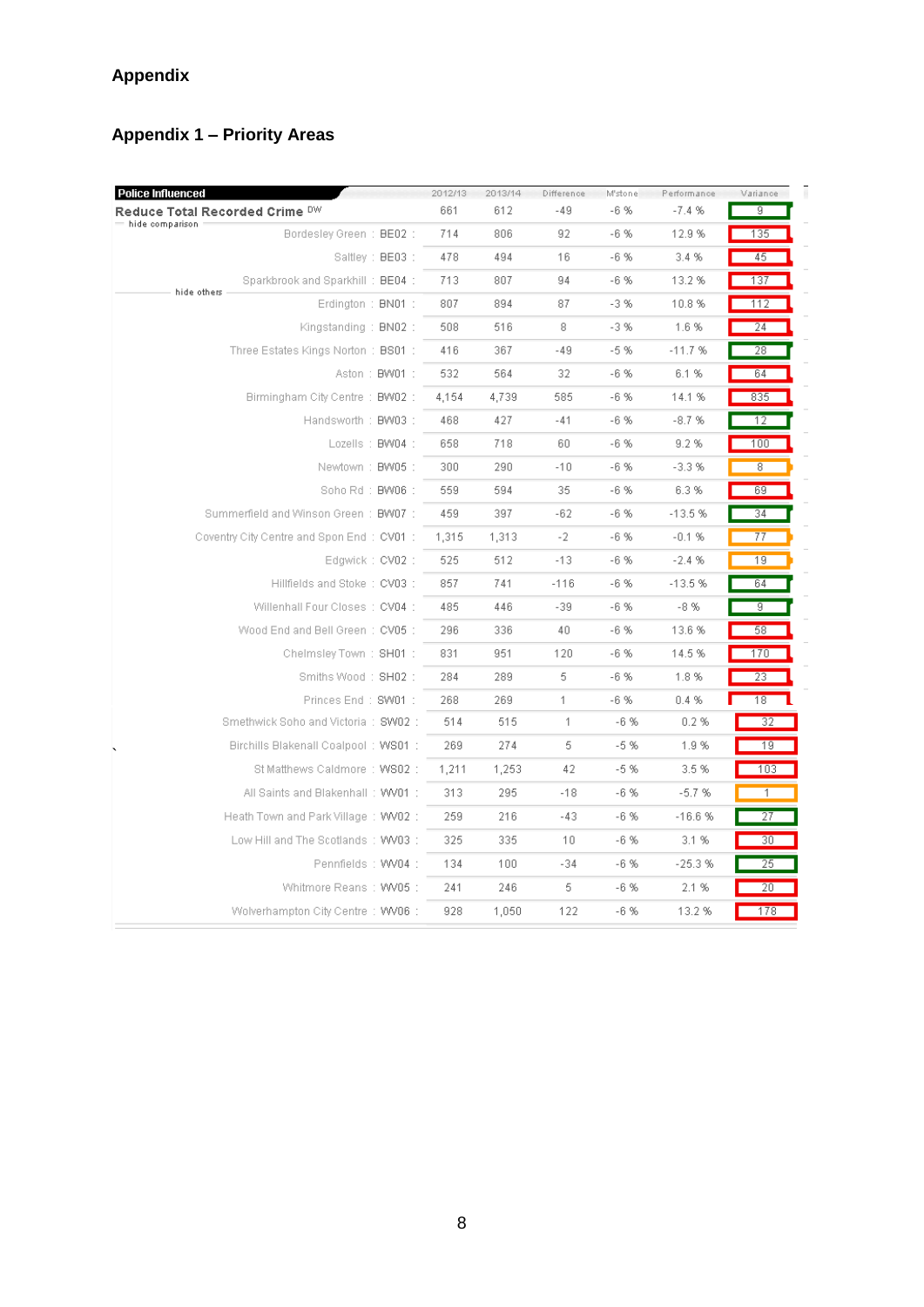# Appendix

## Appendix 1 – Priority Areas

| Police Influenced | 2012/13 | 2013/14 | Difference | M'stone | Performance | Variance |
|---|---|---|---|---|---|---|
| **Reduce Total Recorded Crime** DW | 661 | 612 | -49 | -6 % | -7.4 % | 9 |
| hide comparison | | | | | | |
| Bordesley Green : BE02 : | 714 | 806 | 92 | -6 % | 12.9 % | 135 |
| Saltley : BE03 : | 478 | 494 | 16 | -6 % | 3.4 % | 45 |
| Sparkbrook and Sparkhill : BE04 : | 713 | 807 | 94 | -6 % | 13.2 % | 137 |
| hide others | | | | | | |
| Erdington : BN01 : | 807 | 894 | 87 | -3 % | 10.8 % | 112 |
| Kingstanding : BN02 : | 508 | 516 | 8 | -3 % | 1.6 % | 24 |
| Three Estates Kings Norton : BS01 : | 416 | 367 | -49 | -5 % | -11.7 % | 28 |
| Aston : BW01 : | 532 | 564 | 32 | -6 % | 6.1 % | 64 |
| Birmingham City Centre : BW02 : | 4,154 | 4,739 | 585 | -6 % | 14.1 % | 835 |
| Handsworth : BW03 : | 468 | 427 | -41 | -6 % | -8.7 % | 12 |
| Lozells : BW04 : | 658 | 718 | 60 | -6 % | 9.2 % | 100 |
| Newtown : BW05 : | 300 | 290 | -10 | -6 % | -3.3 % | 8 |
| Soho Rd : BW06 : | 559 | 594 | 35 | -6 % | 6.3 % | 69 |
| Summerfield and Winson Green : BW07 : | 459 | 397 | -62 | -6 % | -13.5 % | 34 |
| Coventry City Centre and Spon End : CV01 : | 1,315 | 1,313 | -2 | -6 % | -0.1 % | 77 |
| Edgwick : CV02 : | 525 | 512 | -13 | -6 % | -2.4 % | 19 |
| Hillfields and Stoke : CV03 : | 857 | 741 | -116 | -6 % | -13.5 % | 64 |
| Willenhall Four Closes : CV04 : | 485 | 446 | -39 | -6 % | -8 % | 9 |
| Wood End and Bell Green : CV05 : | 296 | 336 | 40 | -6 % | 13.6 % | 58 |
| Chelmsley Town : SH01 : | 831 | 951 | 120 | -6 % | 14.5 % | 170 |
| Smiths Wood : SH02 : | 284 | 289 | 5 | -6 % | 1.8 % | 23 |
| Princes End : SW01 : | 268 | 269 | 1 | -6 % | 0.4 % | 18 |
| Smethwick Soho and Victoria : SW02 : | 514 | 515 | 1 | -6 % | 0.2 % | 32 |
| Birchills Blakenall Coalpool : WS01 : | 269 | 274 | 5 | -5 % | 1.9 % | 19 |
| St Matthews Caldmore : WS02 : | 1,211 | 1,253 | 42 | -5 % | 3.5 % | 103 |
| All Saints and Blakenhall : WV01 : | 313 | 295 | -18 | -6 % | -5.7 % | 1 |
| Heath Town and Park Village : WV02 : | 259 | 216 | -43 | -6 % | -16.6 % | 27 |
| Low Hill and The Scotlands : WV03 : | 325 | 335 | 10 | -6 % | 3.1 % | 30 |
| Pennfields : WV04 : | 134 | 100 | -34 | -6 % | -25.3 % | 25 |
| Whitmore Reans : WV05 : | 241 | 246 | 5 | -6 % | 2.1 % | 20 |
| Wolverhampton City Centre : WV06 : | 928 | 1,050 | 122 | -6 % | 13.2 % | 178 |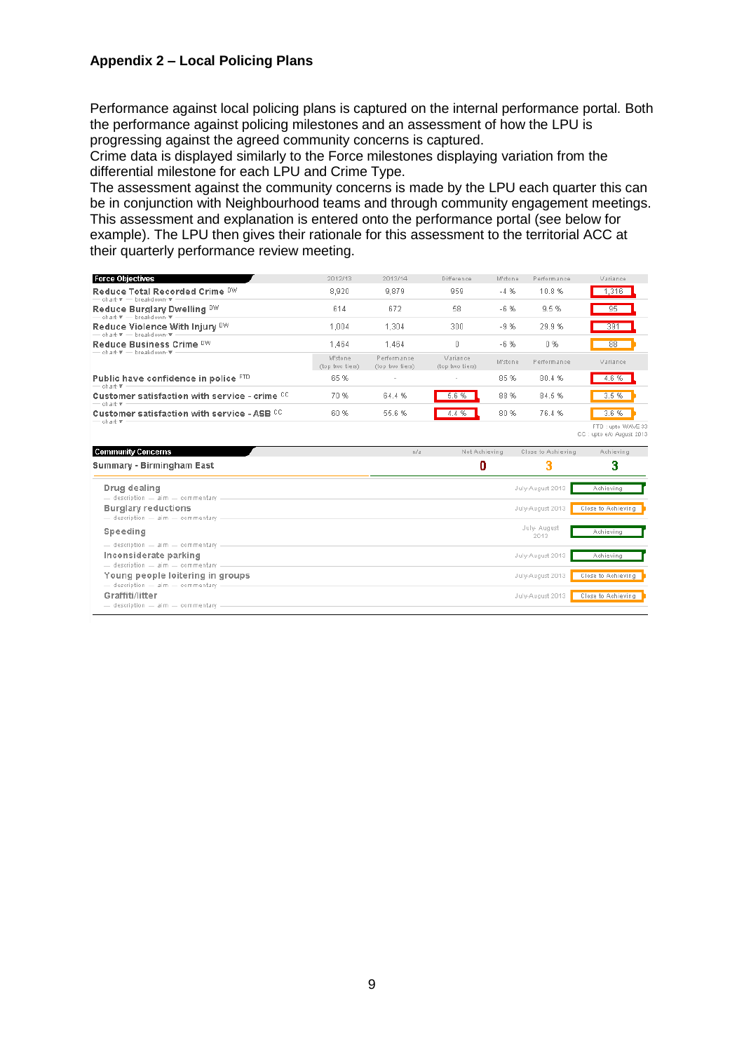## Appendix 2 – Local Policing Plans

Performance against local policing plans is captured on the internal performance portal. Both the performance against policing milestones and an assessment of how the LPU is progressing against the agreed community concerns is captured.
Crime data is displayed similarly to the Force milestones displaying variation from the differential milestone for each LPU and Crime Type.
The assessment against the community concerns is made by the LPU each quarter this can be in conjunction with Neighbourhood teams and through community engagement meetings. This assessment and explanation is entered onto the performance portal (see below for example). The LPU then gives their rationale for this assessment to the territorial ACC at their quarterly performance review meeting.

| Force Objectives | 2012/13 | 2013/14 | Difference | M'stone | Performance | Variance |
|---|---|---|---|---|---|---|
| Reduce Total Recorded Crime DW | 8,920 | 9,879 | 959 | -4 % | 10.8 % | 1,316 |
| Reduce Burglary Dwelling DW | 614 | 672 | 58 | -6 % | 9.5 % | 95 |
| Reduce Violence With Injury DW | 1,004 | 1,304 | 300 | -9 % | 29.9 % | 391 |
| Reduce Business Crime DW | 1,464 | 1,464 | 0 | -6 % | 0 % | 88 |
| | M'stone (top two tiers) | Performance (top two tiers) | Variance (top two tiers) | M'stone | Performance | Variance |
| Public have confidence in police FTD | 65 % | - | - | 85 % | 80.4 % | 4.6 % |
| Customer satisfaction with service - crime CC | 70 % | 64.4 % | 5.6 % | 88 % | 84.5 % | 3.5 % |
| Customer satisfaction with service - ASB CC | 60 % | 55.6 % | 4.4 % | 80 % | 76.4 % | 3.6 % |

FTD : upto WAVE 33
CC : upto e/o August 2013

| Community Concerns | n/a | Not Achieving | Close to Achieving | Achieving |
|---|---|---|---|---|
| Summary - Birmingham East | | 0 | 3 | 3 |

| Concern | Period | Assessment |
|---|---|---|
| Drug dealing | July-August 2013 | Achieving |
| Burglary reductions | July-August 2013 | Close to Achieving |
| Speeding | July- August 2013 | Achieving |
| Inconsiderate parking | July-August 2013 | Achieving |
| Young people loitering in groups | July-August 2013 | Close to Achieving |
| Graffiti/litter | July-August 2013 | Close to Achieving |